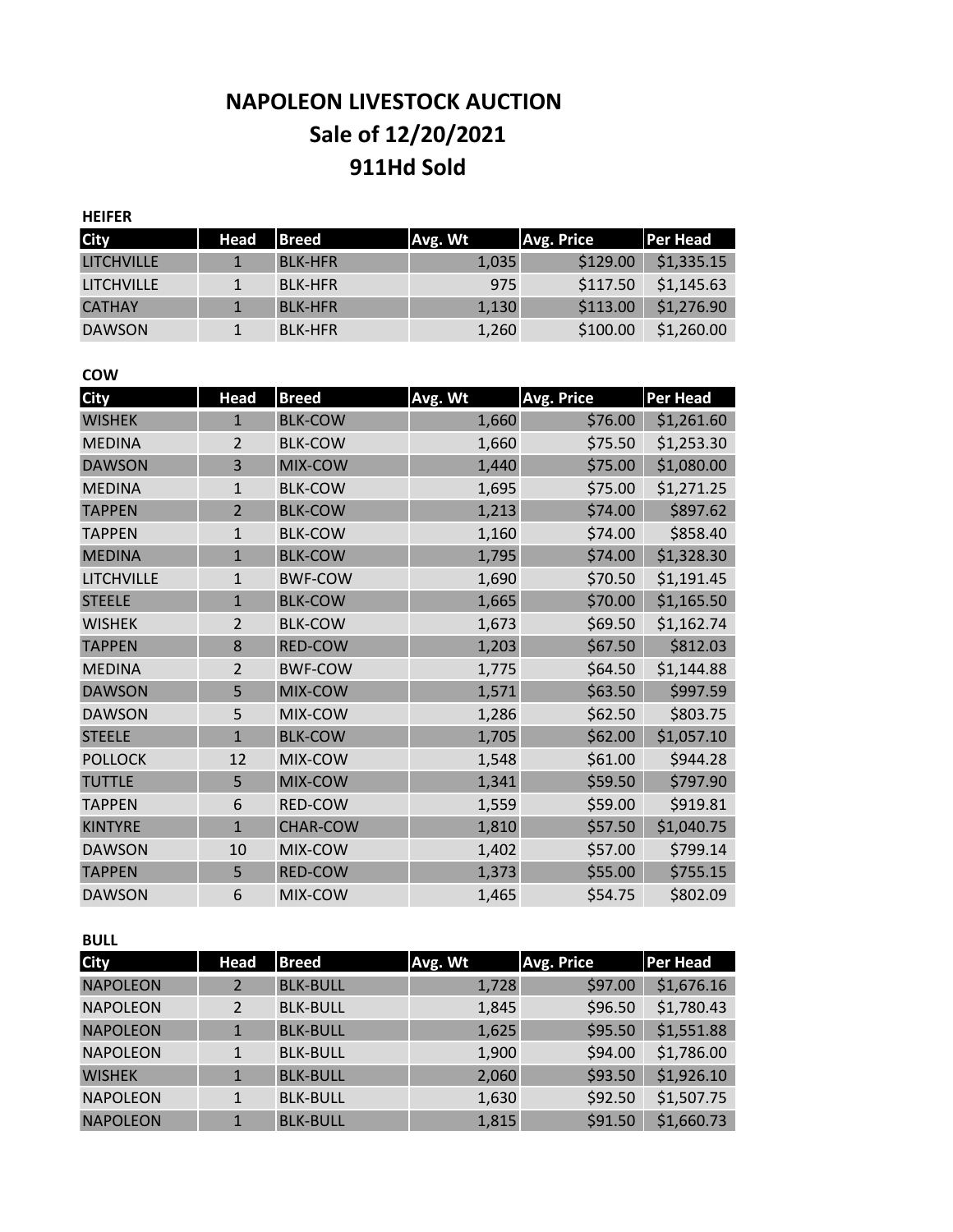# NAPOLEON LIVESTOCK AUCTION

## Sale of 12/20/2021

## 911Hd Sold

**HEIFER**

| City | Head | Breed | Avg. Wt | Avg. Price | Per Head |
|---|---|---|---|---|---|
| LITCHVILLE | 1 | BLK-HFR | 1,035 | $129.00 | $1,335.15 |
| LITCHVILLE | 1 | BLK-HFR | 975 | $117.50 | $1,145.63 |
| CATHAY | 1 | BLK-HFR | 1,130 | $113.00 | $1,276.90 |
| DAWSON | 1 | BLK-HFR | 1,260 | $100.00 | $1,260.00 |

**COW**

| City | Head | Breed | Avg. Wt | Avg. Price | Per Head |
|---|---|---|---|---|---|
| WISHEK | 1 | BLK-COW | 1,660 | $76.00 | $1,261.60 |
| MEDINA | 2 | BLK-COW | 1,660 | $75.50 | $1,253.30 |
| DAWSON | 3 | MIX-COW | 1,440 | $75.00 | $1,080.00 |
| MEDINA | 1 | BLK-COW | 1,695 | $75.00 | $1,271.25 |
| TAPPEN | 2 | BLK-COW | 1,213 | $74.00 | $897.62 |
| TAPPEN | 1 | BLK-COW | 1,160 | $74.00 | $858.40 |
| MEDINA | 1 | BLK-COW | 1,795 | $74.00 | $1,328.30 |
| LITCHVILLE | 1 | BWF-COW | 1,690 | $70.50 | $1,191.45 |
| STEELE | 1 | BLK-COW | 1,665 | $70.00 | $1,165.50 |
| WISHEK | 2 | BLK-COW | 1,673 | $69.50 | $1,162.74 |
| TAPPEN | 8 | RED-COW | 1,203 | $67.50 | $812.03 |
| MEDINA | 2 | BWF-COW | 1,775 | $64.50 | $1,144.88 |
| DAWSON | 5 | MIX-COW | 1,571 | $63.50 | $997.59 |
| DAWSON | 5 | MIX-COW | 1,286 | $62.50 | $803.75 |
| STEELE | 1 | BLK-COW | 1,705 | $62.00 | $1,057.10 |
| POLLOCK | 12 | MIX-COW | 1,548 | $61.00 | $944.28 |
| TUTTLE | 5 | MIX-COW | 1,341 | $59.50 | $797.90 |
| TAPPEN | 6 | RED-COW | 1,559 | $59.00 | $919.81 |
| KINTYRE | 1 | CHAR-COW | 1,810 | $57.50 | $1,040.75 |
| DAWSON | 10 | MIX-COW | 1,402 | $57.00 | $799.14 |
| TAPPEN | 5 | RED-COW | 1,373 | $55.00 | $755.15 |
| DAWSON | 6 | MIX-COW | 1,465 | $54.75 | $802.09 |

**BULL**

| City | Head | Breed | Avg. Wt | Avg. Price | Per Head |
|---|---|---|---|---|---|
| NAPOLEON | 2 | BLK-BULL | 1,728 | $97.00 | $1,676.16 |
| NAPOLEON | 2 | BLK-BULL | 1,845 | $96.50 | $1,780.43 |
| NAPOLEON | 1 | BLK-BULL | 1,625 | $95.50 | $1,551.88 |
| NAPOLEON | 1 | BLK-BULL | 1,900 | $94.00 | $1,786.00 |
| WISHEK | 1 | BLK-BULL | 2,060 | $93.50 | $1,926.10 |
| NAPOLEON | 1 | BLK-BULL | 1,630 | $92.50 | $1,507.75 |
| NAPOLEON | 1 | BLK-BULL | 1,815 | $91.50 | $1,660.73 |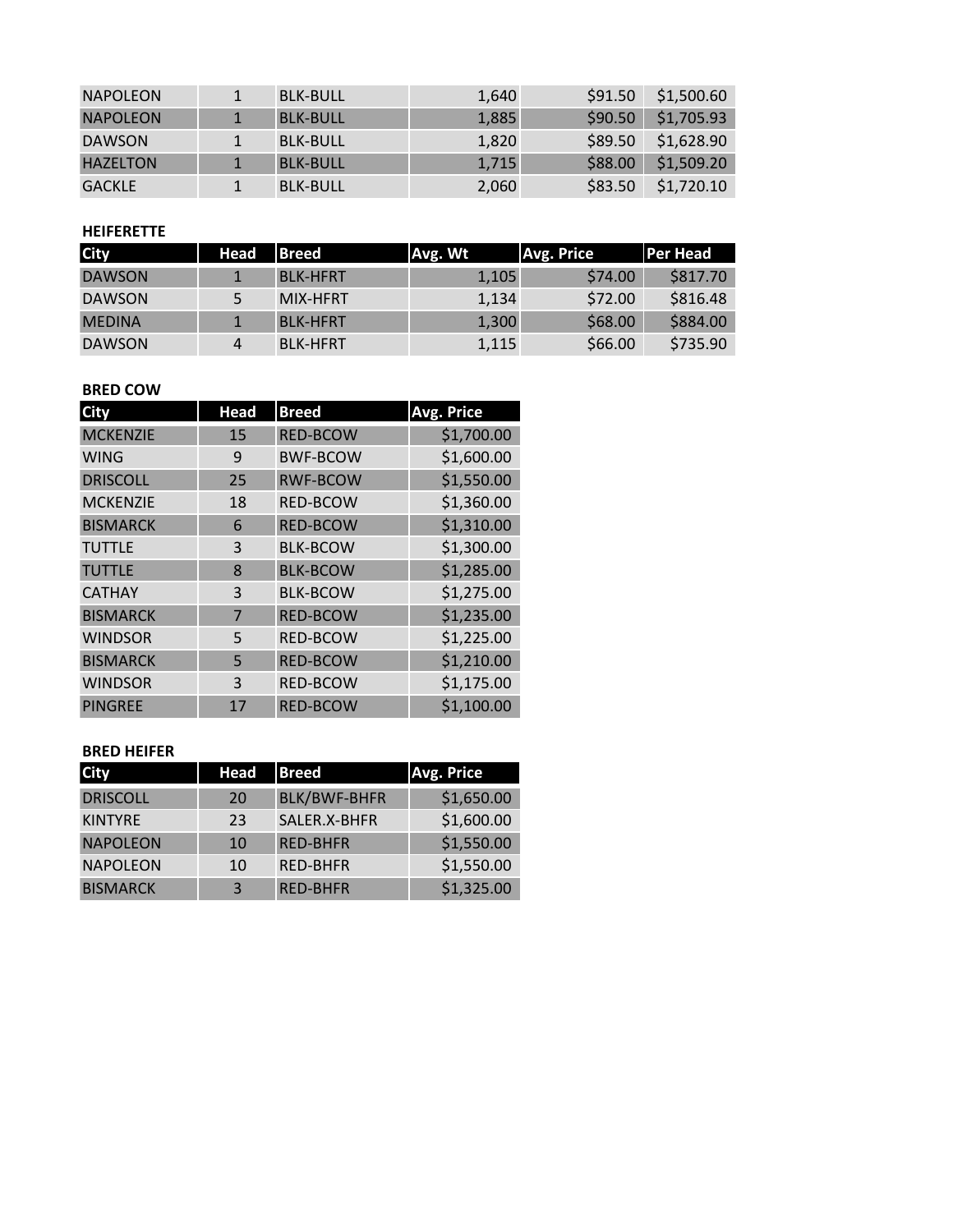| | | | | | |
|---|---|---|---|---|---|
| NAPOLEON | 1 | BLK-BULL | 1,640 | $91.50 | $1,500.60 |
| NAPOLEON | 1 | BLK-BULL | 1,885 | $90.50 | $1,705.93 |
| DAWSON | 1 | BLK-BULL | 1,820 | $89.50 | $1,628.90 |
| HAZELTON | 1 | BLK-BULL | 1,715 | $88.00 | $1,509.20 |
| GACKLE | 1 | BLK-BULL | 2,060 | $83.50 | $1,720.10 |

**HEIFERETTE**

| City | Head | Breed | Avg. Wt | Avg. Price | Per Head |
|---|---|---|---|---|---|
| DAWSON | 1 | BLK-HFRT | 1,105 | $74.00 | $817.70 |
| DAWSON | 5 | MIX-HFRT | 1,134 | $72.00 | $816.48 |
| MEDINA | 1 | BLK-HFRT | 1,300 | $68.00 | $884.00 |
| DAWSON | 4 | BLK-HFRT | 1,115 | $66.00 | $735.90 |

**BRED COW**

| City | Head | Breed | Avg. Price |
|---|---|---|---|
| MCKENZIE | 15 | RED-BCOW | $1,700.00 |
| WING | 9 | BWF-BCOW | $1,600.00 |
| DRISCOLL | 25 | RWF-BCOW | $1,550.00 |
| MCKENZIE | 18 | RED-BCOW | $1,360.00 |
| BISMARCK | 6 | RED-BCOW | $1,310.00 |
| TUTTLE | 3 | BLK-BCOW | $1,300.00 |
| TUTTLE | 8 | BLK-BCOW | $1,285.00 |
| CATHAY | 3 | BLK-BCOW | $1,275.00 |
| BISMARCK | 7 | RED-BCOW | $1,235.00 |
| WINDSOR | 5 | RED-BCOW | $1,225.00 |
| BISMARCK | 5 | RED-BCOW | $1,210.00 |
| WINDSOR | 3 | RED-BCOW | $1,175.00 |
| PINGREE | 17 | RED-BCOW | $1,100.00 |

**BRED HEIFER**

| City | Head | Breed | Avg. Price |
|---|---|---|---|
| DRISCOLL | 20 | BLK/BWF-BHFR | $1,650.00 |
| KINTYRE | 23 | SALER.X-BHFR | $1,600.00 |
| NAPOLEON | 10 | RED-BHFR | $1,550.00 |
| NAPOLEON | 10 | RED-BHFR | $1,550.00 |
| BISMARCK | 3 | RED-BHFR | $1,325.00 |